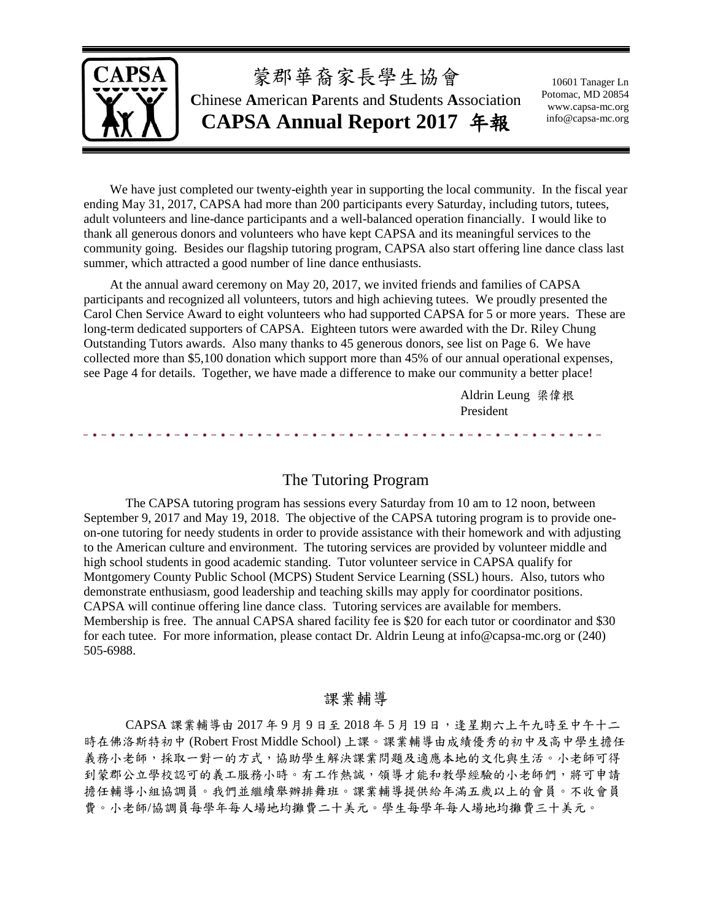# 蒙郡華裔家長學生協會

**C**hinese **A**merican **P**arents and **S**tudents **A**ssociation

## CAPSA Annual Report 2017 年報

10601 Tanager Ln
Potomac, MD 20854
www.capsa-mc.org
info@capsa-mc.org

We have just completed our twenty-eighth year in supporting the local community. In the fiscal year ending May 31, 2017, CAPSA had more than 200 participants every Saturday, including tutors, tutees, adult volunteers and line-dance participants and a well-balanced operation financially. I would like to thank all generous donors and volunteers who have kept CAPSA and its meaningful services to the community going. Besides our flagship tutoring program, CAPSA also start offering line dance class last summer, which attracted a good number of line dance enthusiasts.

At the annual award ceremony on May 20, 2017, we invited friends and families of CAPSA participants and recognized all volunteers, tutors and high achieving tutees. We proudly presented the Carol Chen Service Award to eight volunteers who had supported CAPSA for 5 or more years. These are long-term dedicated supporters of CAPSA. Eighteen tutors were awarded with the Dr. Riley Chung Outstanding Tutors awards. Also many thanks to 45 generous donors, see list on Page 6. We have collected more than $5,100 donation which support more than 45% of our annual operational expenses, see Page 4 for details. Together, we have made a difference to make our community a better place!

Aldrin Leung 梁偉根
President

## The Tutoring Program

The CAPSA tutoring program has sessions every Saturday from 10 am to 12 noon, between September 9, 2017 and May 19, 2018. The objective of the CAPSA tutoring program is to provide one-on-one tutoring for needy students in order to provide assistance with their homework and with adjusting to the American culture and environment. The tutoring services are provided by volunteer middle and high school students in good academic standing. Tutor volunteer service in CAPSA qualify for Montgomery County Public School (MCPS) Student Service Learning (SSL) hours. Also, tutors who demonstrate enthusiasm, good leadership and teaching skills may apply for coordinator positions. CAPSA will continue offering line dance class. Tutoring services are available for members. Membership is free. The annual CAPSA shared facility fee is $20 for each tutor or coordinator and $30 for each tutee. For more information, please contact Dr. Aldrin Leung at info@capsa-mc.org or (240) 505-6988.

## 課業輔導

CAPSA 課業輔導由 2017 年 9 月 9 日至 2018 年 5 月 19 日，逢星期六上午九時至中午十二時在佛洛斯特初中 (Robert Frost Middle School) 上課。課業輔導由成績優秀的初中及高中學生擔任義務小老師，採取一對一的方式，協助學生解決課業問題及適應本地的文化與生活。小老師可得到蒙郡公立學校認可的義工服務小時。有工作熱誠，領導才能和教學經驗的小老師們，將可申請擔任輔導小組協調員。我們並繼續舉辦排舞班。課業輔導提供給年滿五歲以上的會員。不收會員費。小老師/協調員每學年每人場地均攤費二十美元。學生每學年每人場地均攤費三十美元。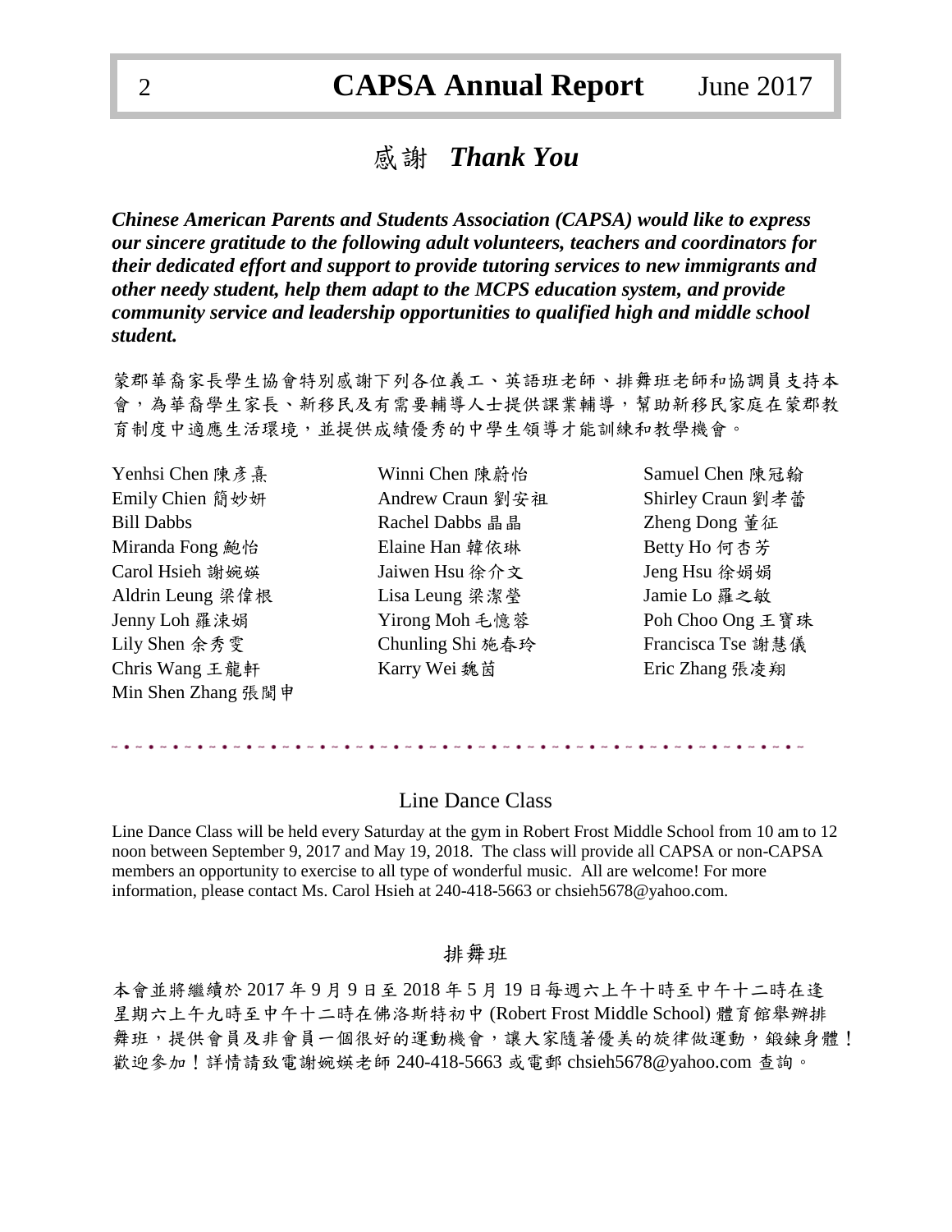# 感謝 *Thank You*

***Chinese American Parents and Students Association (CAPSA) would like to express our sincere gratitude to the following adult volunteers, teachers and coordinators for their dedicated effort and support to provide tutoring services to new immigrants and other needy student, help them adapt to the MCPS education system, and provide community service and leadership opportunities to qualified high and middle school student.***

蒙郡華裔家長學生協會特別感謝下列各位義工、英語班老師、排舞班老師和協調員支持本會，為華裔學生家長、新移民及有需要輔導人士提供課業輔導，幫助新移民家庭在蒙郡教育制度中適應生活環境，並提供成績優秀的中學生領導才能訓練和教學機會。

| | | |
|---|---|---|
| Yenhsi Chen 陳彥熹 | Winni Chen 陳蔚怡 | Samuel Chen 陳冠翰 |
| Emily Chien 簡妙妍 | Andrew Craun 劉安祖 | Shirley Craun 劉孝蕾 |
| Bill Dabbs | Rachel Dabbs 晶晶 | Zheng Dong 董征 |
| Miranda Fong 鮑怡 | Elaine Han 韓依琳 | Betty Ho 何杏芳 |
| Carol Hsieh 謝婉娯 | Jaiwen Hsu 徐介文 | Jeng Hsu 徐娟娟 |
| Aldrin Leung 梁偉根 | Lisa Leung 梁潔瑩 | Jamie Lo 羅之敏 |
| Jenny Loh 羅涑娟 | Yirong Moh 毛憶蓉 | Poh Choo Ong 王寶珠 |
| Lily Shen 余秀雯 | Chunling Shi 施春玲 | Francisca Tse 謝慧儀 |
| Chris Wang 王龍軒 | Karry Wei 魏茵 | Eric Zhang 張凌翔 |
| Min Shen Zhang 張閩申 | | |

## Line Dance Class

Line Dance Class will be held every Saturday at the gym in Robert Frost Middle School from 10 am to 12 noon between September 9, 2017 and May 19, 2018. The class will provide all CAPSA or non-CAPSA members an opportunity to exercise to all type of wonderful music. All are welcome! For more information, please contact Ms. Carol Hsieh at 240-418-5663 or chsieh5678@yahoo.com.

## 排舞班

本會並將繼續於 2017 年 9 月 9 日至 2018 年 5 月 19 日每週六上午十時至中午十二時在逢星期六上午九時至中午十二時在佛洛斯特初中 (Robert Frost Middle School) 體育館舉辦排舞班，提供會員及非會員一個很好的運動機會，讓大家隨著優美的旋律做運動，鍛鍊身體！歡迎參加！詳情請致電謝婉娯老師 240-418-5663 或電郵 chsieh5678@yahoo.com 查詢。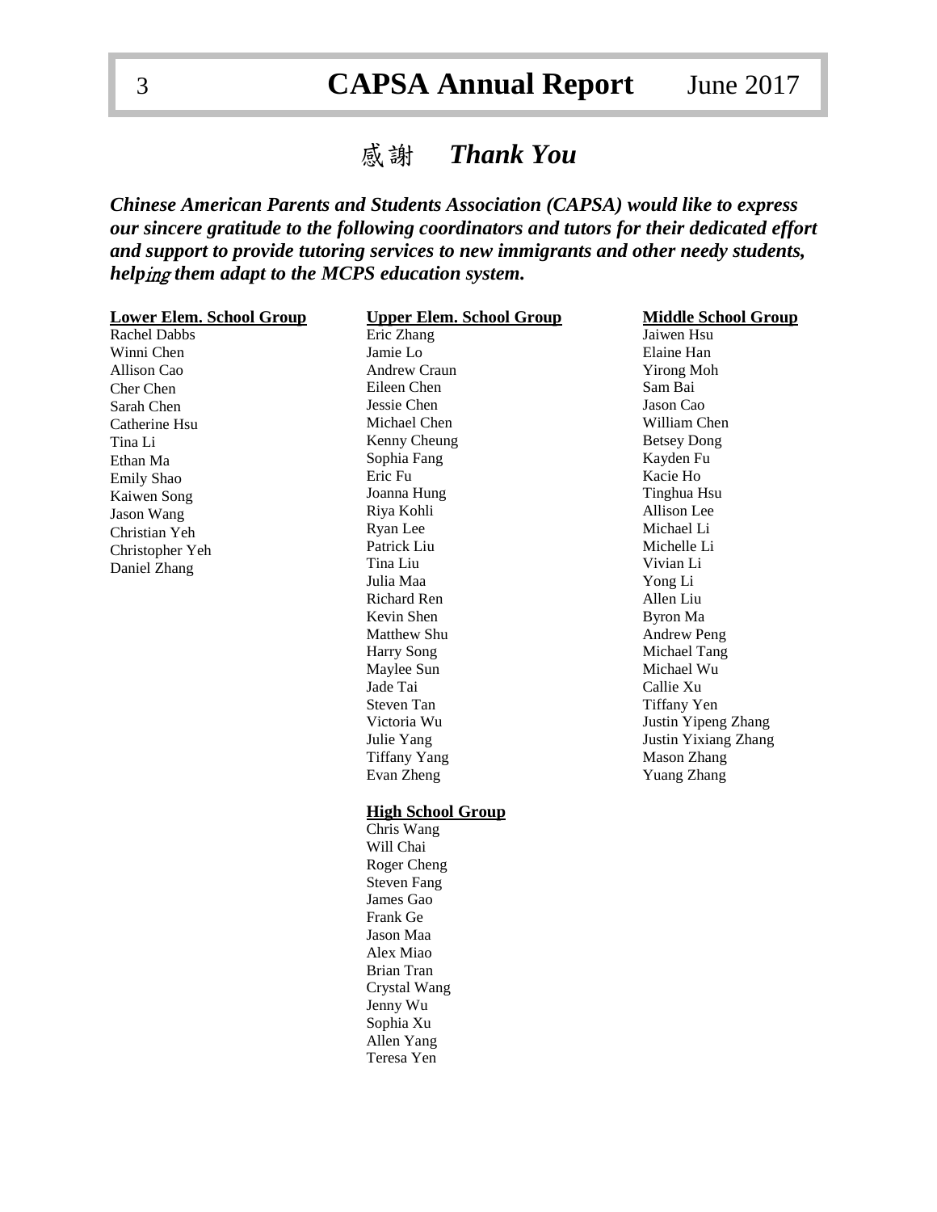# 感謝 *Thank You*

***Chinese American Parents and Students Association (CAPSA) would like to express our sincere gratitude to the following coordinators and tutors for their dedicated effort and support to provide tutoring services to new immigrants and other needy students, helping them adapt to the MCPS education system.***

**Lower Elem. School Group**

Rachel Dabbs
Winni Chen
Allison Cao
Cher Chen
Sarah Chen
Catherine Hsu
Tina Li
Ethan Ma
Emily Shao
Kaiwen Song
Jason Wang
Christian Yeh
Christopher Yeh
Daniel Zhang

**Upper Elem. School Group**

Eric Zhang
Jamie Lo
Andrew Craun
Eileen Chen
Jessie Chen
Michael Chen
Kenny Cheung
Sophia Fang
Eric Fu
Joanna Hung
Riya Kohli
Ryan Lee
Patrick Liu
Tina Liu
Julia Maa
Richard Ren
Kevin Shen
Matthew Shu
Harry Song
Maylee Sun
Jade Tai
Steven Tan
Victoria Wu
Julie Yang
Tiffany Yang
Evan Zheng

**High School Group**

Chris Wang
Will Chai
Roger Cheng
Steven Fang
James Gao
Frank Ge
Jason Maa
Alex Miao
Brian Tran
Crystal Wang
Jenny Wu
Sophia Xu
Allen Yang
Teresa Yen

**Middle School Group**

Jaiwen Hsu
Elaine Han
Yirong Moh
Sam Bai
Jason Cao
William Chen
Betsey Dong
Kayden Fu
Kacie Ho
Tinghua Hsu
Allison Lee
Michael Li
Michelle Li
Vivian Li
Yong Li
Allen Liu
Byron Ma
Andrew Peng
Michael Tang
Michael Wu
Callie Xu
Tiffany Yen
Justin Yipeng Zhang
Justin Yixiang Zhang
Mason Zhang
Yuang Zhang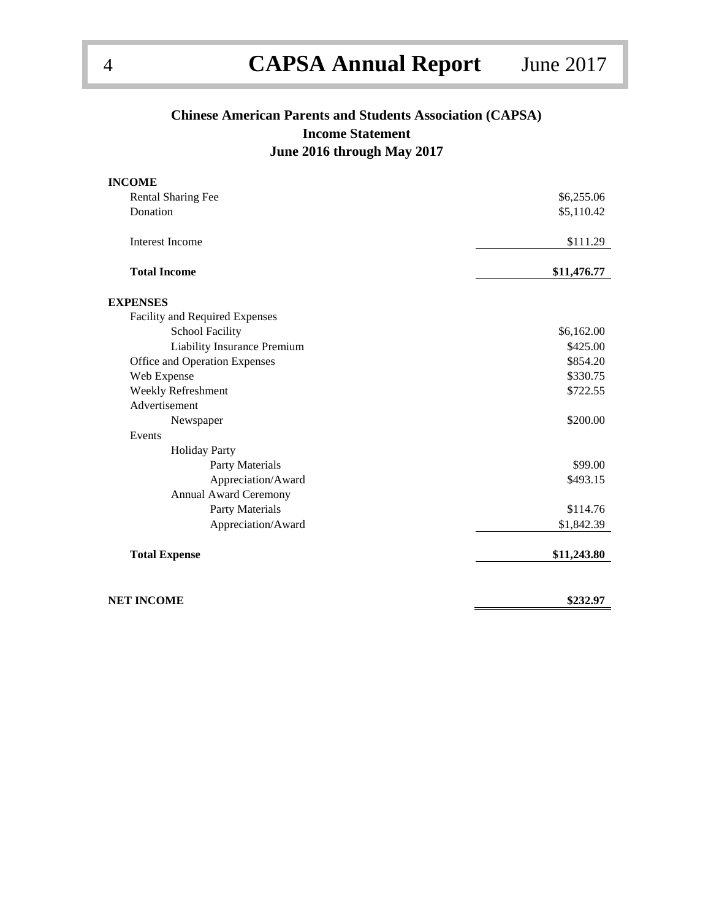# Chinese American Parents and Students Association (CAPSA)
## Income Statement
### June 2016 through May 2017

| | |
|---|---|
| **INCOME** | |
| Rental Sharing Fee | $6,255.06 |
| Donation | $5,110.42 |
| Interest Income | $111.29 |
| **Total Income** | **$11,476.77** |
| **EXPENSES** | |
| Facility and Required Expenses | |
| School Facility | $6,162.00 |
| Liability Insurance Premium | $425.00 |
| Office and Operation Expenses | $854.20 |
| Web Expense | $330.75 |
| Weekly Refreshment | $722.55 |
| Advertisement | |
| Newspaper | $200.00 |
| Events | |
| Holiday Party | |
| Party Materials | $99.00 |
| Appreciation/Award | $493.15 |
| Annual Award Ceremony | |
| Party Materials | $114.76 |
| Appreciation/Award | $1,842.39 |
| **Total Expense** | **$11,243.80** |
| **NET INCOME** | **$232.97** |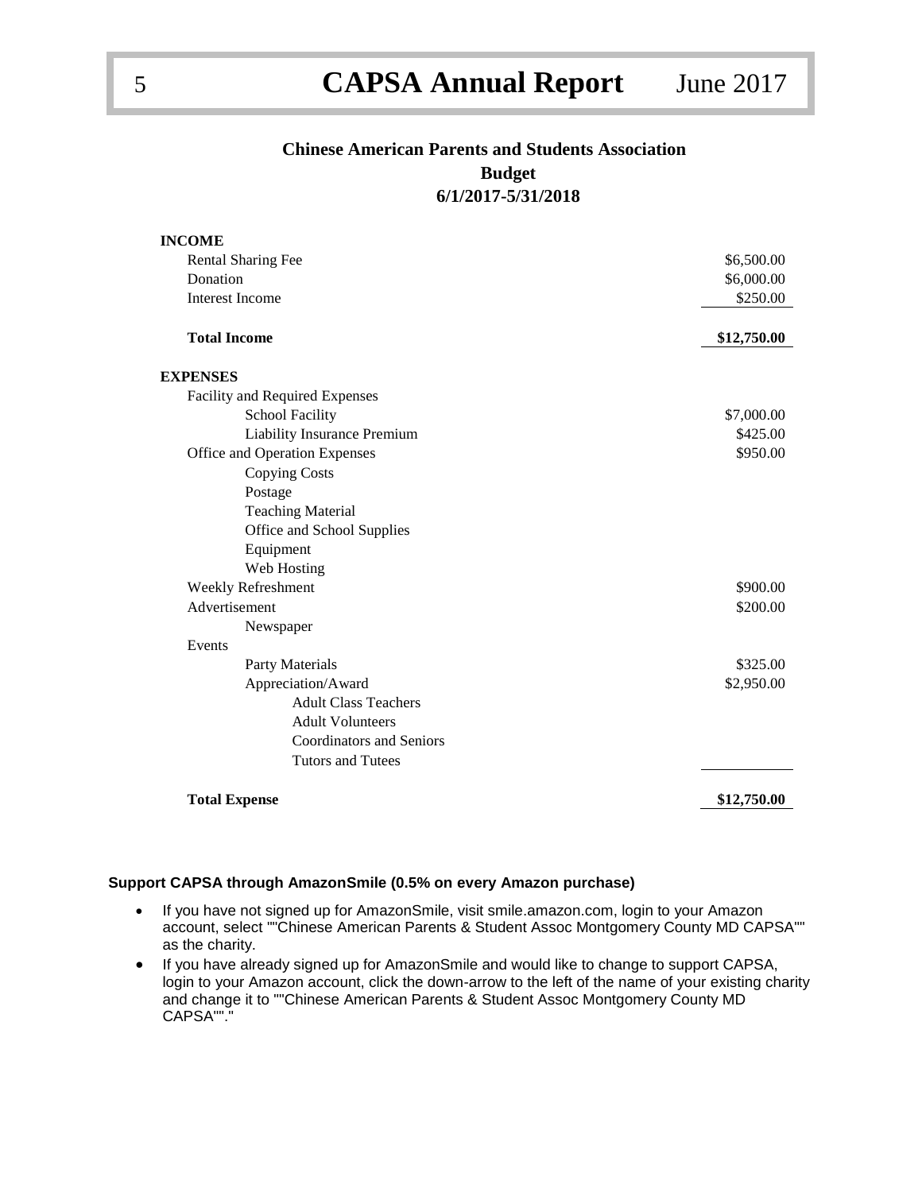## Chinese American Parents and Students Association
## Budget
## 6/1/2017-5/31/2018

| | |
|---|---|
| **INCOME** | |
| Rental Sharing Fee | $6,500.00 |
| Donation | $6,000.00 |
| Interest Income | $250.00 |
| **Total Income** | **$12,750.00** |
| **EXPENSES** | |
| Facility and Required Expenses | |
| School Facility | $7,000.00 |
| Liability Insurance Premium | $425.00 |
| Office and Operation Expenses | $950.00 |
| Copying Costs | |
| Postage | |
| Teaching Material | |
| Office and School Supplies | |
| Equipment | |
| Web Hosting | |
| Weekly Refreshment | $900.00 |
| Advertisement | $200.00 |
| Newspaper | |
| Events | |
| Party Materials | $325.00 |
| Appreciation/Award | $2,950.00 |
| Adult Class Teachers | |
| Adult Volunteers | |
| Coordinators and Seniors | |
| Tutors and Tutees | |
| **Total Expense** | **$12,750.00** |

**Support CAPSA through AmazonSmile (0.5% on every Amazon purchase)**

- If you have not signed up for AmazonSmile, visit smile.amazon.com, login to your Amazon account, select ""Chinese American Parents & Student Assoc Montgomery County MD CAPSA"" as the charity.
- If you have already signed up for AmazonSmile and would like to change to support CAPSA, login to your Amazon account, click the down-arrow to the left of the name of your existing charity and change it to ""Chinese American Parents & Student Assoc Montgomery County MD CAPSA""."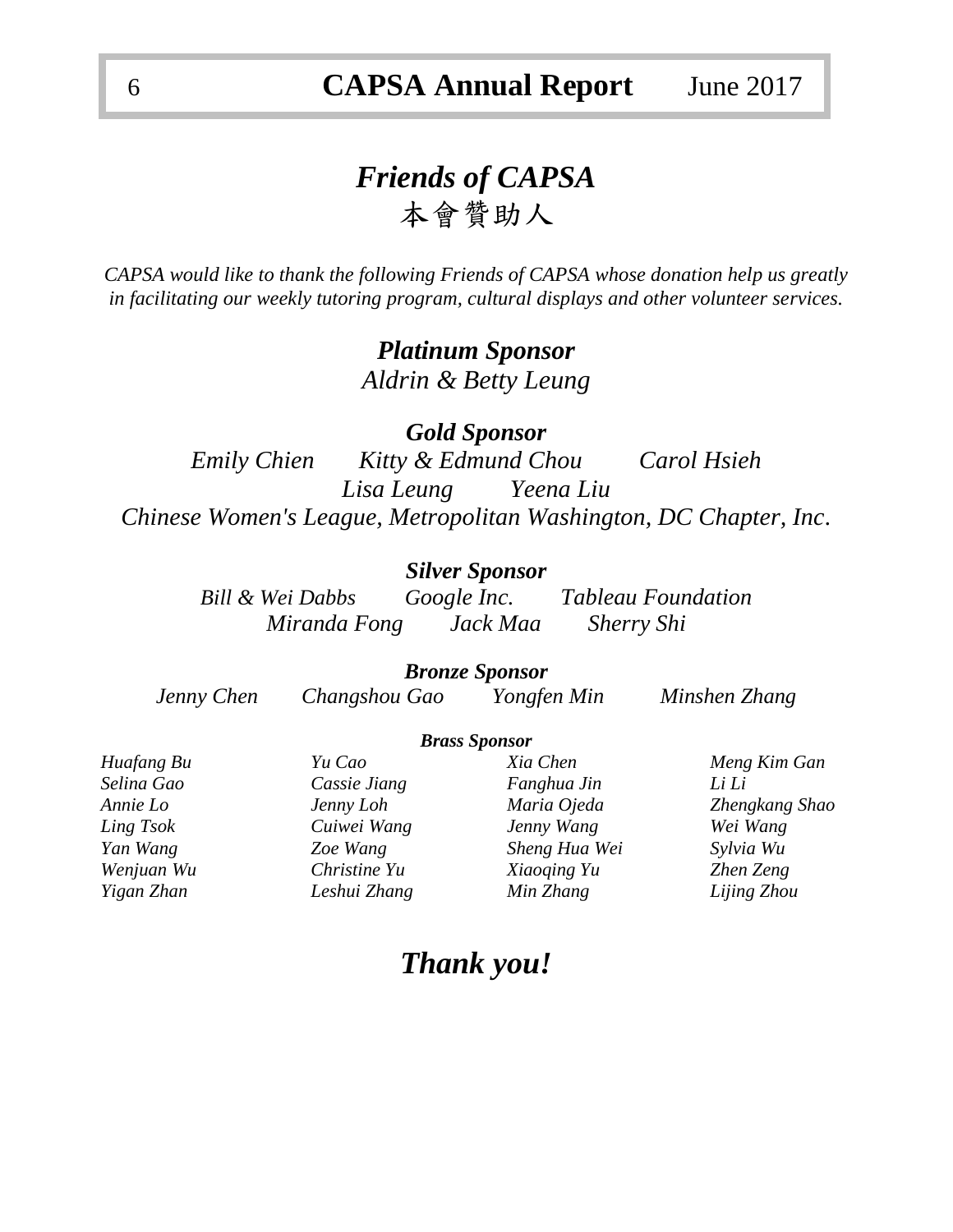# *Friends of CAPSA*

# 本會贊助人

*CAPSA would like to thank the following Friends of CAPSA whose donation help us greatly in facilitating our weekly tutoring program, cultural displays and other volunteer services.*

## *Platinum Sponsor*

*Aldrin & Betty Leung*

## *Gold Sponsor*

*Emily Chien    Kitty & Edmund Chou    Carol Hsieh*

*Lisa Leung    Yeena Liu*

*Chinese Women's League, Metropolitan Washington, DC Chapter, Inc.*

## *Silver Sponsor*

*Bill & Wei Dabbs    Google Inc.    Tableau Foundation*

*Miranda Fong    Jack Maa    Sherry Shi*

## *Bronze Sponsor*

*Jenny Chen    Changshou Gao    Yongfen Min    Minshen Zhang*

## *Brass Sponsor*

| | | | |
|---|---|---|---|
| *Huafang Bu* | *Yu Cao* | *Xia Chen* | *Meng Kim Gan* |
| *Selina Gao* | *Cassie Jiang* | *Fanghua Jin* | *Li Li* |
| *Annie Lo* | *Jenny Loh* | *Maria Ojeda* | *Zhengkang Shao* |
| *Ling Tsok* | *Cuiwei Wang* | *Jenny Wang* | *Wei Wang* |
| *Yan Wang* | *Zoe Wang* | *Sheng Hua Wei* | *Sylvia Wu* |
| *Wenjuan Wu* | *Christine Yu* | *Xiaoqing Yu* | *Zhen Zeng* |
| *Yigan Zhan* | *Leshui Zhang* | *Min Zhang* | *Lijing Zhou* |

# *Thank you!*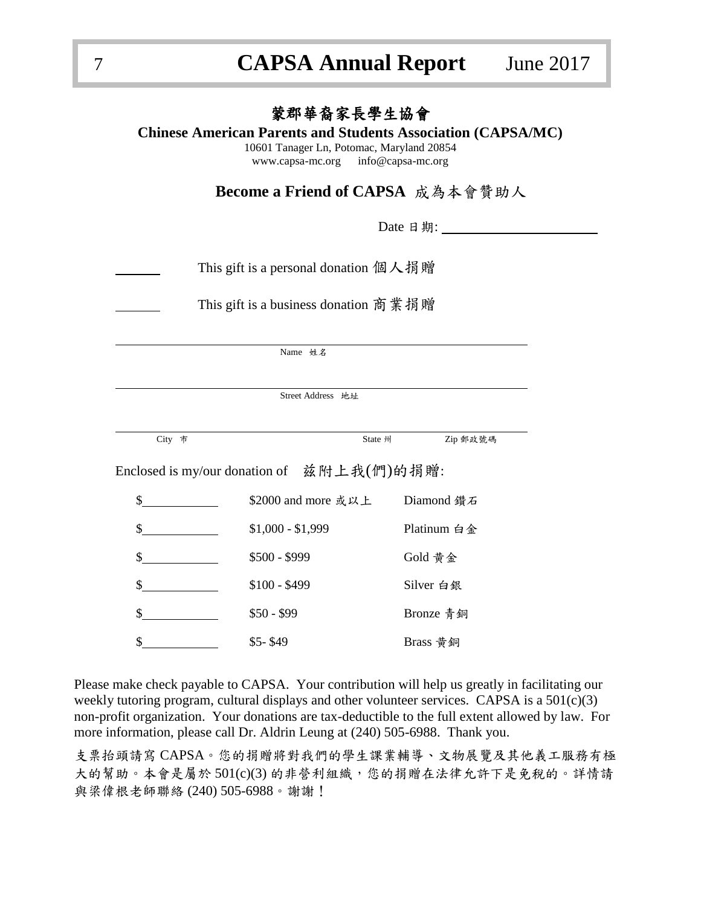# 蒙郡華裔家長學生協會

**Chinese American Parents and Students Association (CAPSA/MC)**

10601 Tanager Ln, Potomac, Maryland 20854

www.capsa-mc.org info@capsa-mc.org

## Become a Friend of CAPSA 成為本會贊助人

Date 日期: ____________________

_______ This gift is a personal donation 個人捐贈

_______ This gift is a business donation 商業捐贈

______________________________________________
Name 姓名

______________________________________________
Street Address 地址

______________________________________________
City 市 State 州 Zip 郵政號碼

Enclosed is my/our donation of 兹附上我(們)的捐贈:

| | | |
|---|---|---|
| $__________ | \$2000 and more 或以上 | Diamond 鑽石 |
| $__________ | \$1,000 - \$1,999 | Platinum 白金 |
| $__________ | \$500 - \$999 | Gold 黄金 |
| $__________ | \$100 - \$499 | Silver 白銀 |
| $__________ | \$50 - \$99 | Bronze 青銅 |
| $__________ | \$5- \$49 | Brass 黄銅 |

Please make check payable to CAPSA. Your contribution will help us greatly in facilitating our weekly tutoring program, cultural displays and other volunteer services. CAPSA is a 501(c)(3) non-profit organization. Your donations are tax-deductible to the full extent allowed by law. For more information, please call Dr. Aldrin Leung at (240) 505-6988. Thank you.

支票抬頭請寫 CAPSA。您的捐贈將對我們的學生課業輔導、文物展覽及其他義工服務有極大的幫助。本會是屬於 501(c)(3) 的非營利組織，您的捐贈在法律允許下是免稅的。詳情請與梁偉根老師聯絡 (240) 505-6988。謝謝！